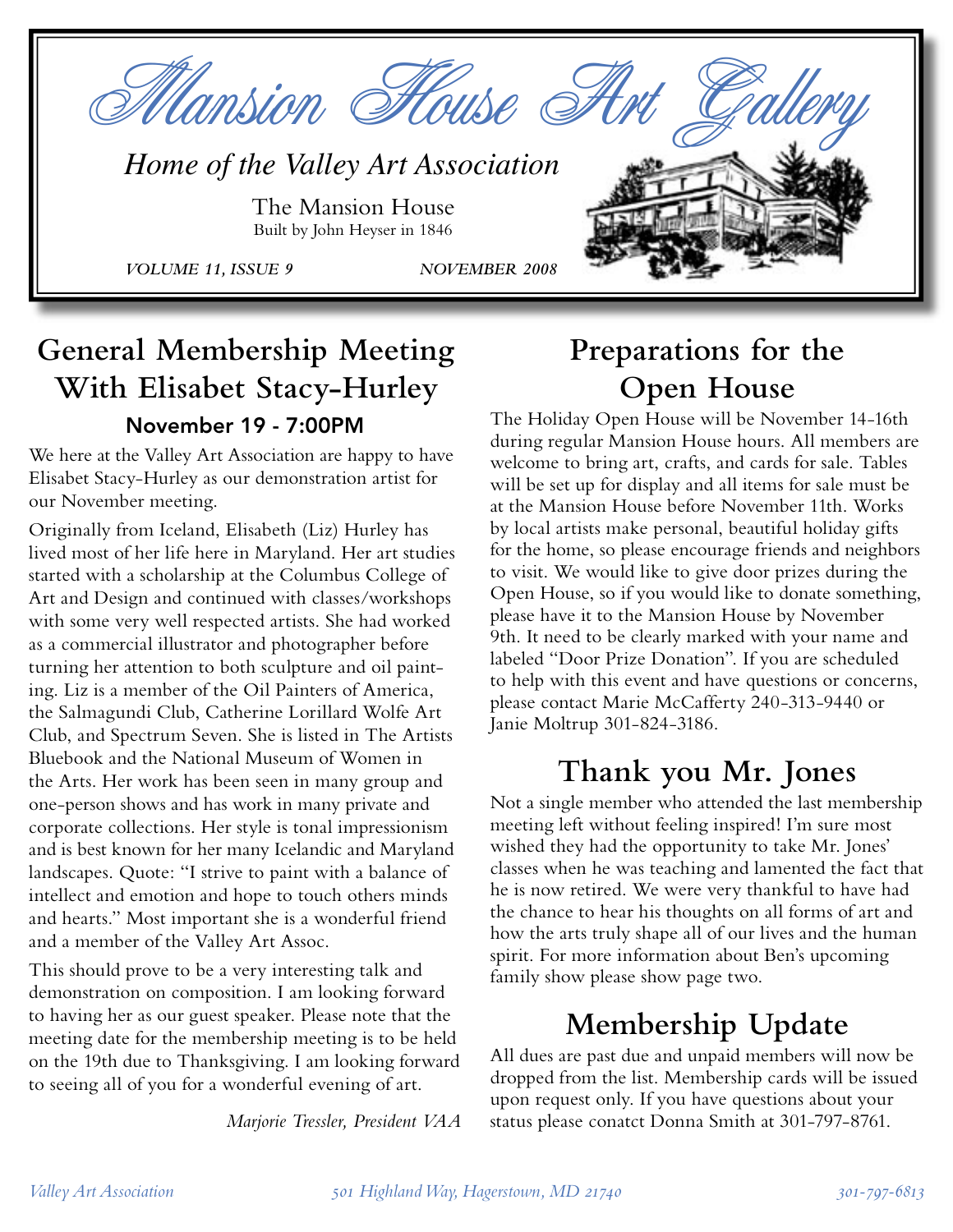# Mansion House Art Gallery

*Home of the Valley Art Association*

The Mansion House
Built by John Heyser in 1846

*VOLUME 11, ISSUE 9* *NOVEMBER 2008*

## General Membership Meeting With Elisabet Stacy-Hurley

### November 19 - 7:00PM

We here at the Valley Art Association are happy to have Elisabet Stacy-Hurley as our demonstration artist for our November meeting.

Originally from Iceland, Elisabeth (Liz) Hurley has lived most of her life here in Maryland. Her art studies started with a scholarship at the Columbus College of Art and Design and continued with classes/workshops with some very well respected artists. She had worked as a commercial illustrator and photographer before turning her attention to both sculpture and oil painting. Liz is a member of the Oil Painters of America, the Salmagundi Club, Catherine Lorillard Wolfe Art Club, and Spectrum Seven. She is listed in The Artists Bluebook and the National Museum of Women in the Arts. Her work has been seen in many group and one-person shows and has work in many private and corporate collections. Her style is tonal impressionism and is best known for her many Icelandic and Maryland landscapes. Quote: "I strive to paint with a balance of intellect and emotion and hope to touch others minds and hearts." Most important she is a wonderful friend and a member of the Valley Art Assoc.

This should prove to be a very interesting talk and demonstration on composition. I am looking forward to having her as our guest speaker. Please note that the meeting date for the membership meeting is to be held on the 19th due to Thanksgiving. I am looking forward to seeing all of you for a wonderful evening of art.

*Marjorie Tressler, President VAA*

## Preparations for the Open House

The Holiday Open House will be November 14-16th during regular Mansion House hours. All members are welcome to bring art, crafts, and cards for sale. Tables will be set up for display and all items for sale must be at the Mansion House before November 11th. Works by local artists make personal, beautiful holiday gifts for the home, so please encourage friends and neighbors to visit. We would like to give door prizes during the Open House, so if you would like to donate something, please have it to the Mansion House by November 9th. It need to be clearly marked with your name and labeled "Door Prize Donation". If you are scheduled to help with this event and have questions or concerns, please contact Marie McCafferty 240-313-9440 or Janie Moltrup 301-824-3186.

## Thank you Mr. Jones

Not a single member who attended the last membership meeting left without feeling inspired! I'm sure most wished they had the opportunity to take Mr. Jones' classes when he was teaching and lamented the fact that he is now retired. We were very thankful to have had the chance to hear his thoughts on all forms of art and how the arts truly shape all of our lives and the human spirit. For more information about Ben's upcoming family show please show page two.

## Membership Update

All dues are past due and unpaid members will now be dropped from the list. Membership cards will be issued upon request only. If you have questions about your status please conatct Donna Smith at 301-797-8761.

*Valley Art Association* *501 Highland Way, Hagerstown, MD 21740* *301-797-6813*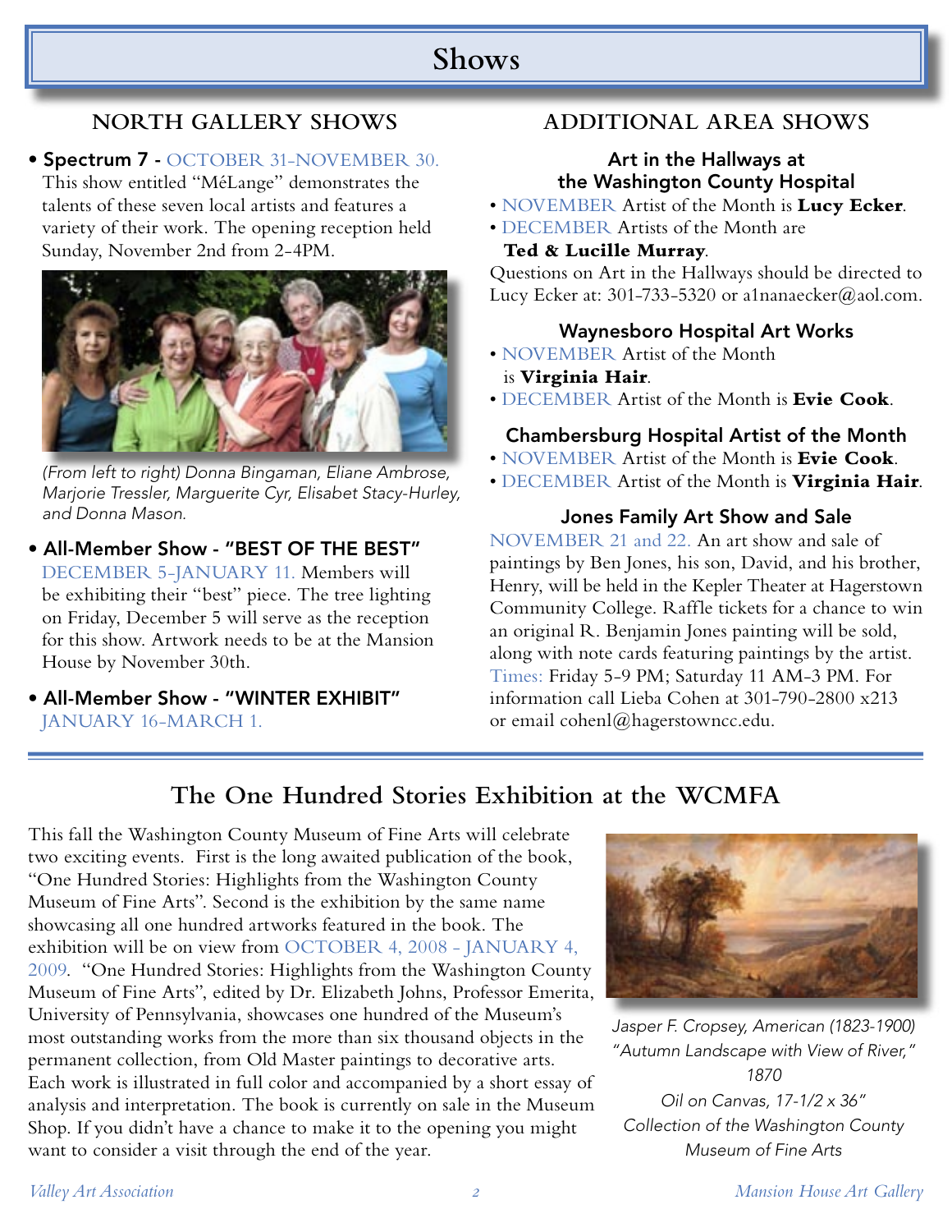# Shows

## NORTH GALLERY SHOWS

- **Spectrum 7 -** OCTOBER 31-NOVEMBER 30. This show entitled "MéLange" demonstrates the talents of these seven local artists and features a variety of their work. The opening reception held Sunday, November 2nd from 2-4PM.

*(From left to right) Donna Bingaman, Eliane Ambrose, Marjorie Tressler, Marguerite Cyr, Elisabet Stacy-Hurley, and Donna Mason.*

- **All-Member Show - "BEST OF THE BEST"** DECEMBER 5-JANUARY 11. Members will be exhibiting their "best" piece. The tree lighting on Friday, December 5 will serve as the reception for this show. Artwork needs to be at the Mansion House by November 30th.

- **All-Member Show - "WINTER EXHIBIT"** JANUARY 16-MARCH 1.

## ADDITIONAL AREA SHOWS

### Art in the Hallways at the Washington County Hospital

- NOVEMBER Artist of the Month is **Lucy Ecker**.
- DECEMBER Artists of the Month are **Ted & Lucille Murray**.

Questions on Art in the Hallways should be directed to Lucy Ecker at: 301-733-5320 or a1nanaecker@aol.com.

### Waynesboro Hospital Art Works

- NOVEMBER Artist of the Month is **Virginia Hair**.
- DECEMBER Artist of the Month is **Evie Cook**.

### Chambersburg Hospital Artist of the Month

- NOVEMBER Artist of the Month is **Evie Cook**.
- DECEMBER Artist of the Month is **Virginia Hair**.

### Jones Family Art Show and Sale

NOVEMBER 21 and 22. An art show and sale of paintings by Ben Jones, his son, David, and his brother, Henry, will be held in the Kepler Theater at Hagerstown Community College. Raffle tickets for a chance to win an original R. Benjamin Jones painting will be sold, along with note cards featuring paintings by the artist. Times: Friday 5-9 PM; Saturday 11 AM-3 PM. For information call Lieba Cohen at 301-790-2800 x213 or email cohenl@hagerstowncc.edu.

# The One Hundred Stories Exhibition at the WCMFA

This fall the Washington County Museum of Fine Arts will celebrate two exciting events. First is the long awaited publication of the book, "One Hundred Stories: Highlights from the Washington County Museum of Fine Arts". Second is the exhibition by the same name showcasing all one hundred artworks featured in the book. The exhibition will be on view from OCTOBER 4, 2008 - JANUARY 4, 2009. "One Hundred Stories: Highlights from the Washington County Museum of Fine Arts", edited by Dr. Elizabeth Johns, Professor Emerita, University of Pennsylvania, showcases one hundred of the Museum's most outstanding works from the more than six thousand objects in the permanent collection, from Old Master paintings to decorative arts. Each work is illustrated in full color and accompanied by a short essay of analysis and interpretation. The book is currently on sale in the Museum Shop. If you didn't have a chance to make it to the opening you might want to consider a visit through the end of the year.

*Jasper F. Cropsey, American (1823-1900)*
*"Autumn Landscape with View of River," 1870*
*Oil on Canvas, 17-1/2 x 36"*
*Collection of the Washington County Museum of Fine Arts*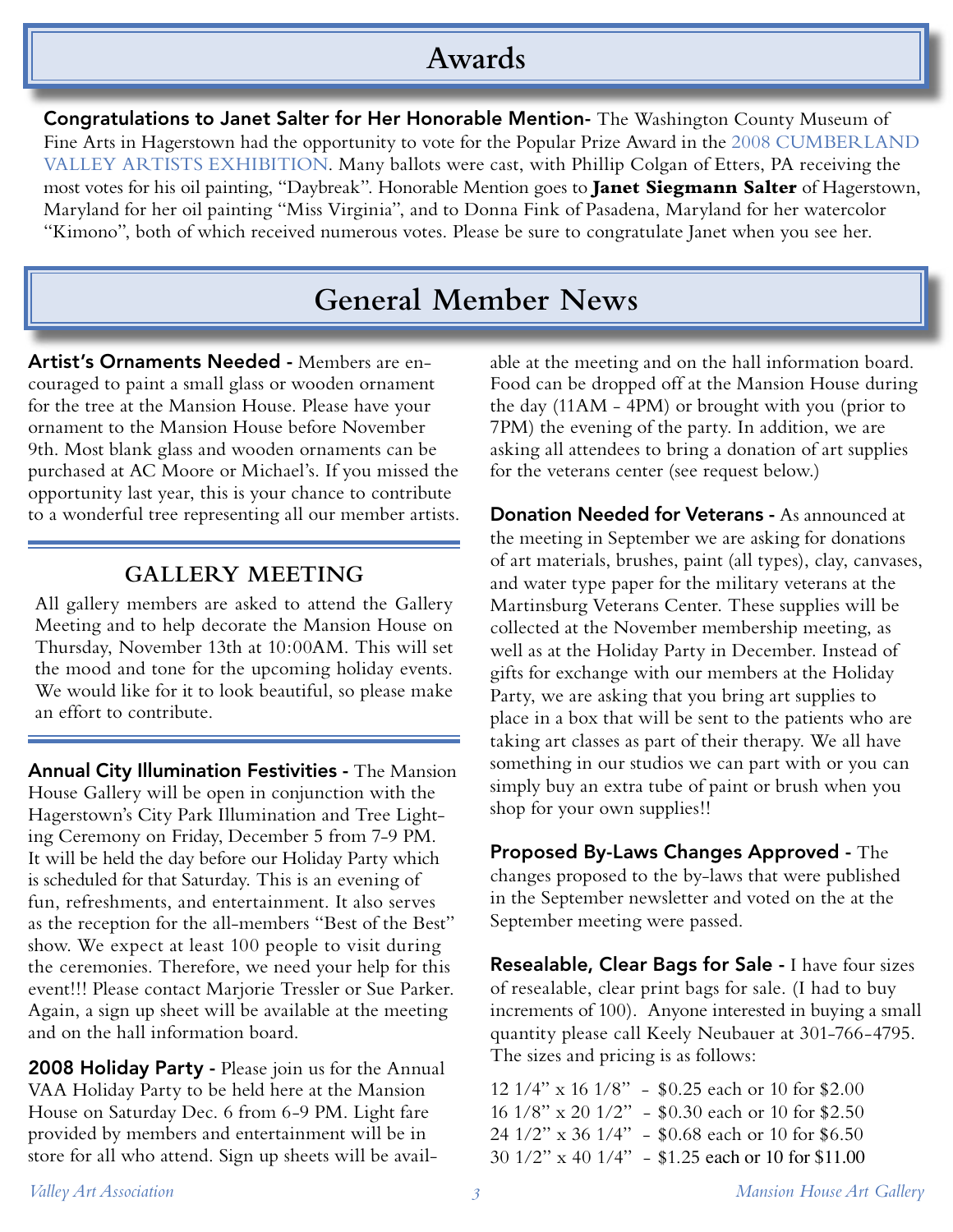# Awards

**Congratulations to Janet Salter for Her Honorable Mention-** The Washington County Museum of Fine Arts in Hagerstown had the opportunity to vote for the Popular Prize Award in the 2008 CUMBERLAND VALLEY ARTISTS EXHIBITION. Many ballots were cast, with Phillip Colgan of Etters, PA receiving the most votes for his oil painting, "Daybreak". Honorable Mention goes to **Janet Siegmann Salter** of Hagerstown, Maryland for her oil painting "Miss Virginia", and to Donna Fink of Pasadena, Maryland for her watercolor "Kimono", both of which received numerous votes. Please be sure to congratulate Janet when you see her.

# General Member News

**Artist's Ornaments Needed -** Members are encouraged to paint a small glass or wooden ornament for the tree at the Mansion House. Please have your ornament to the Mansion House before November 9th. Most blank glass and wooden ornaments can be purchased at AC Moore or Michael's. If you missed the opportunity last year, this is your chance to contribute to a wonderful tree representing all our member artists.

## GALLERY MEETING

All gallery members are asked to attend the Gallery Meeting and to help decorate the Mansion House on Thursday, November 13th at 10:00AM. This will set the mood and tone for the upcoming holiday events. We would like for it to look beautiful, so please make an effort to contribute.

**Annual City Illumination Festivities -** The Mansion House Gallery will be open in conjunction with the Hagerstown's City Park Illumination and Tree Lighting Ceremony on Friday, December 5 from 7-9 PM. It will be held the day before our Holiday Party which is scheduled for that Saturday. This is an evening of fun, refreshments, and entertainment. It also serves as the reception for the all-members "Best of the Best" show. We expect at least 100 people to visit during the ceremonies. Therefore, we need your help for this event!!! Please contact Marjorie Tressler or Sue Parker. Again, a sign up sheet will be available at the meeting and on the hall information board.

**2008 Holiday Party -** Please join us for the Annual VAA Holiday Party to be held here at the Mansion House on Saturday Dec. 6 from 6-9 PM. Light fare provided by members and entertainment will be in store for all who attend. Sign up sheets will be available at the meeting and on the hall information board. Food can be dropped off at the Mansion House during the day (11AM - 4PM) or brought with you (prior to 7PM) the evening of the party. In addition, we are asking all attendees to bring a donation of art supplies for the veterans center (see request below.)

**Donation Needed for Veterans -** As announced at the meeting in September we are asking for donations of art materials, brushes, paint (all types), clay, canvases, and water type paper for the military veterans at the Martinsburg Veterans Center. These supplies will be collected at the November membership meeting, as well as at the Holiday Party in December. Instead of gifts for exchange with our members at the Holiday Party, we are asking that you bring art supplies to place in a box that will be sent to the patients who are taking art classes as part of their therapy. We all have something in our studios we can part with or you can simply buy an extra tube of paint or brush when you shop for your own supplies!!

**Proposed By-Laws Changes Approved -** The changes proposed to the by-laws that were published in the September newsletter and voted on the at the September meeting were passed.

**Resealable, Clear Bags for Sale -** I have four sizes of resealable, clear print bags for sale. (I had to buy increments of 100). Anyone interested in buying a small quantity please call Keely Neubauer at 301-766-4795. The sizes and pricing is as follows:

12 1/4" x 16 1/8" - $0.25 each or 10 for $2.00
16 1/8" x 20 1/2" - $0.30 each or 10 for $2.50
24 1/2" x 36 1/4" - $0.68 each or 10 for $6.50
30 1/2" x 40 1/4" - $1.25 each or 10 for $11.00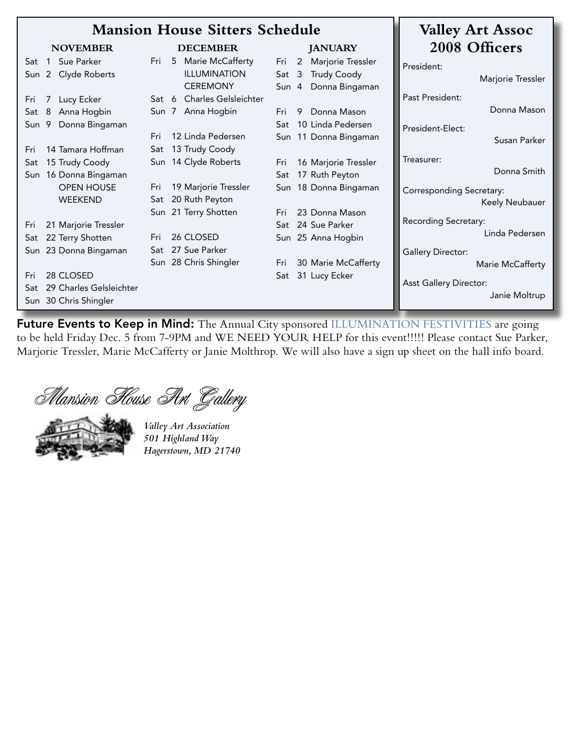## Mansion House Sitters Schedule

### NOVEMBER

- Sat 1 Sue Parker
- Sun 2 Clyde Roberts

- Fri 7 Lucy Ecker
- Sat 8 Anna Hogbin
- Sun 9 Donna Bingaman

- Fri 14 Tamara Hoffman
- Sat 15 Trudy Coody
- Sun 16 Donna Bingaman
  OPEN HOUSE WEEKEND

- Fri 21 Marjorie Tressler
- Sat 22 Terry Shotten
- Sun 23 Donna Bingaman

- Fri 28 CLOSED
- Sat 29 Charles Gelsleichter
- Sun 30 Chris Shingler

### DECEMBER

- Fri 5 Marie McCafferty
  ILLUMINATION CEREMONY
- Sat 6 Charles Gelsleichter
- Sun 7 Anna Hogbin

- Fri 12 Linda Pedersen
- Sat 13 Trudy Coody
- Sun 14 Clyde Roberts

- Fri 19 Marjorie Tressler
- Sat 20 Ruth Peyton
- Sun 21 Terry Shotten

- Fri 26 CLOSED
- Sat 27 Sue Parker
- Sun 28 Chris Shingler

### JANUARY

- Fri 2 Marjorie Tressler
- Sat 3 Trudy Coody
- Sun 4 Donna Bingaman

- Fri 9 Donna Mason
- Sat 10 Linda Pedersen
- Sun 11 Donna Bingaman

- Fri 16 Marjorie Tressler
- Sat 17 Ruth Peyton
- Sun 18 Donna Bingaman

- Fri 23 Donna Mason
- Sat 24 Sue Parker
- Sun 25 Anna Hogbin

- Fri 30 Marie McCafferty
- Sat 31 Lucy Ecker

## Valley Art Assoc 2008 Officers

President:
Marjorie Tressler

Past President:
Donna Mason

President-Elect:
Susan Parker

Treasurer:
Donna Smith

Corresponding Secretary:
Keely Neubauer

Recording Secretary:
Linda Pedersen

Gallery Director:
Marie McCafferty

Asst Gallery Director:
Janie Moltrup

**Future Events to Keep in Mind:** The Annual City sponsored ILLUMINATION FESTIVITIES are going to be held Friday Dec. 5 from 7-9PM and WE NEED YOUR HELP for this event!!!!! Please contact Sue Parker, Marjorie Tressler, Marie McCafferty or Janie Molthrop. We will also have a sign up sheet on the hall info board.

*Mansion House Art Gallery*

*Valley Art Association*
*501 Highland Way*
*Hagerstown, MD 21740*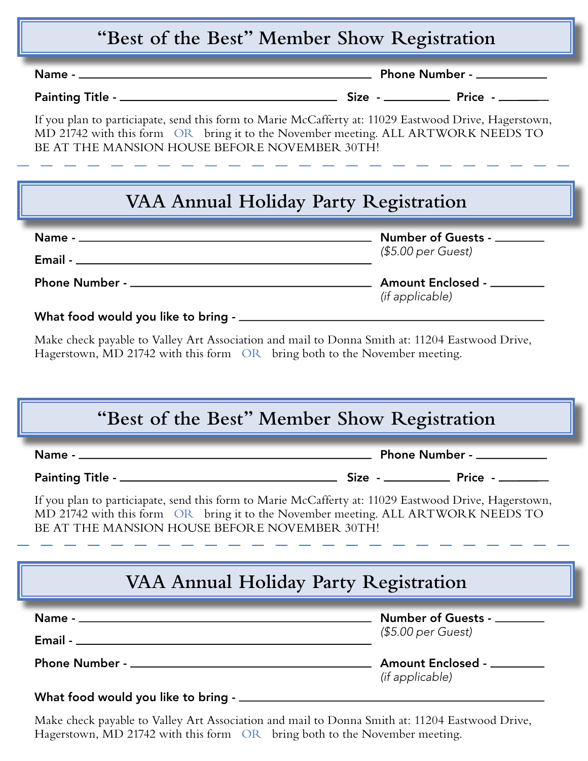## “Best of the Best” Member Show Registration

**Name -** ______________________________ **Phone Number -** ____________

**Painting Title -** ______________________ **Size -** __________ **Price -** ________

If you plan to particiapate, send this form to Marie McCafferty at: 11029 Eastwood Drive, Hagerstown, MD 21742 with this form OR bring it to the November meeting. ALL ARTWORK NEEDS TO BE AT THE MANSION HOUSE BEFORE NOVEMBER 30TH!

---

## VAA Annual Holiday Party Registration

**Name -** ______________________________ **Number of Guests -** ________
*($5.00 per Guest)*

**Email -** ______________________________

**Phone Number -** ______________________ **Amount Enclosed -** ________
*(if applicable)*

**What food would you like to bring -** ______________________________

Make check payable to Valley Art Association and mail to Donna Smith at: 11204 Eastwood Drive, Hagerstown, MD 21742 with this form OR bring both to the November meeting.

## “Best of the Best” Member Show Registration

**Name -** ______________________________ **Phone Number -** ____________

**Painting Title -** ______________________ **Size -** __________ **Price -** ________

If you plan to particiapate, send this form to Marie McCafferty at: 11029 Eastwood Drive, Hagerstown, MD 21742 with this form OR bring it to the November meeting. ALL ARTWORK NEEDS TO BE AT THE MANSION HOUSE BEFORE NOVEMBER 30TH!

---

## VAA Annual Holiday Party Registration

**Name -** ______________________________ **Number of Guests -** ________
*($5.00 per Guest)*

**Email -** ______________________________

**Phone Number -** ______________________ **Amount Enclosed -** ________
*(if applicable)*

**What food would you like to bring -** ______________________________

Make check payable to Valley Art Association and mail to Donna Smith at: 11204 Eastwood Drive, Hagerstown, MD 21742 with this form OR bring both to the November meeting.